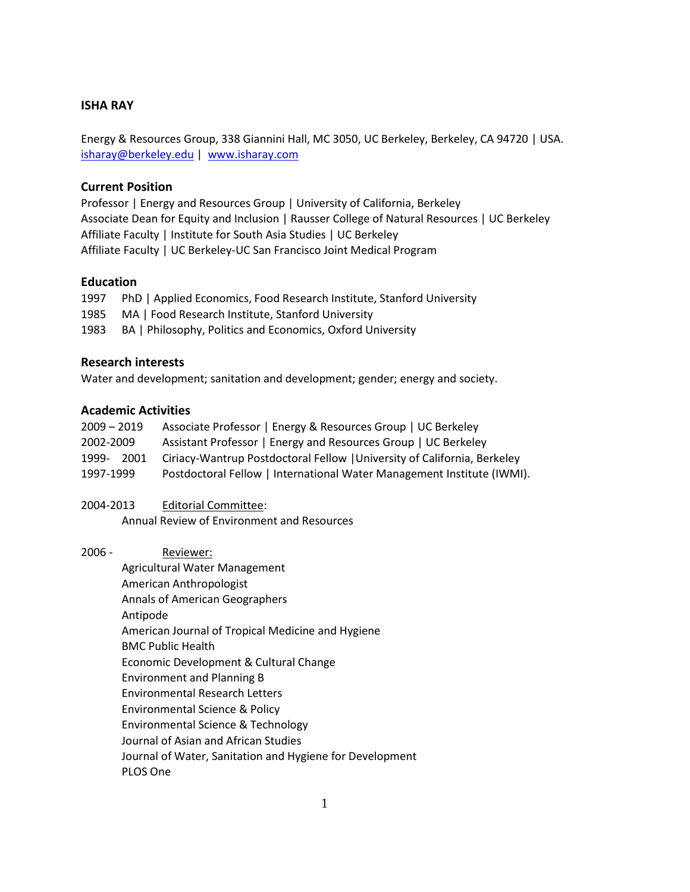# ISHA RAY

Energy & Resources Group, 338 Giannini Hall, MC 3050, UC Berkeley, Berkeley, CA 94720 | USA.
isharay@berkeley.edu | www.isharay.com

## Current Position

Professor | Energy and Resources Group | University of California, Berkeley
Associate Dean for Equity and Inclusion | Rausser College of Natural Resources | UC Berkeley
Affiliate Faculty | Institute for South Asia Studies | UC Berkeley
Affiliate Faculty | UC Berkeley-UC San Francisco Joint Medical Program

## Education

1997 PhD | Applied Economics, Food Research Institute, Stanford University
1985 MA | Food Research Institute, Stanford University
1983 BA | Philosophy, Politics and Economics, Oxford University

## Research interests

Water and development; sanitation and development; gender; energy and society.

## Academic Activities

2009 – 2019 Associate Professor | Energy & Resources Group | UC Berkeley
2002-2009 Assistant Professor | Energy and Resources Group | UC Berkeley
1999- 2001 Ciriacy-Wantrup Postdoctoral Fellow | University of California, Berkeley
1997-1999 Postdoctoral Fellow | International Water Management Institute (IWMI).

2004-2013 Editorial Committee:
Annual Review of Environment and Resources

2006 - Reviewer:
Agricultural Water Management
American Anthropologist
Annals of American Geographers
Antipode
American Journal of Tropical Medicine and Hygiene
BMC Public Health
Economic Development & Cultural Change
Environment and Planning B
Environmental Research Letters
Environmental Science & Policy
Environmental Science & Technology
Journal of Asian and African Studies
Journal of Water, Sanitation and Hygiene for Development
PLOS One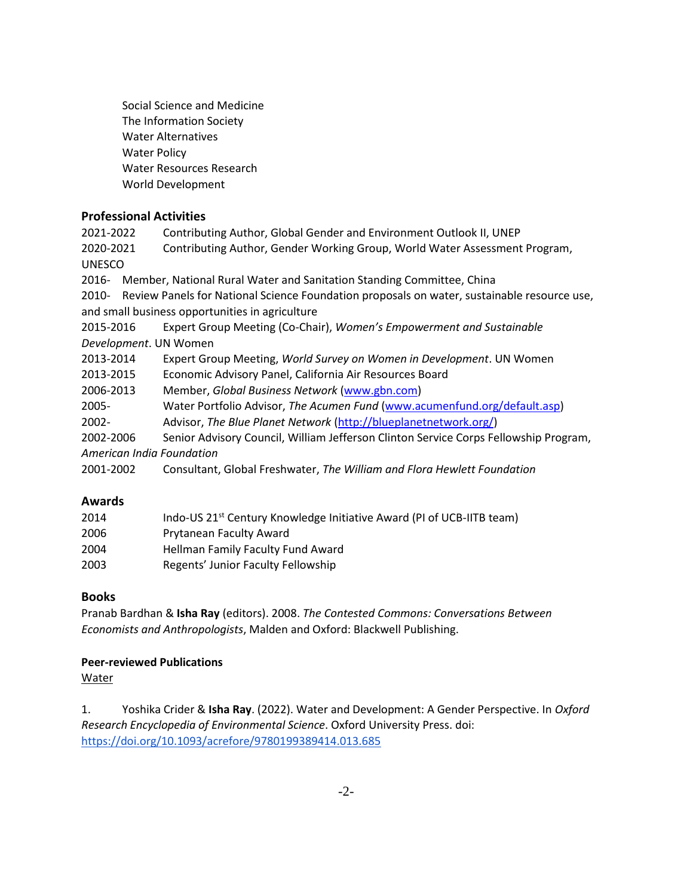Social Science and Medicine
The Information Society
Water Alternatives
Water Policy
Water Resources Research
World Development

## Professional Activities

2021-2022 Contributing Author, Global Gender and Environment Outlook II, UNEP

2020-2021 Contributing Author, Gender Working Group, World Water Assessment Program, UNESCO

2016- Member, National Rural Water and Sanitation Standing Committee, China

2010- Review Panels for National Science Foundation proposals on water, sustainable resource use, and small business opportunities in agriculture

2015-2016 Expert Group Meeting (Co-Chair), *Women's Empowerment and Sustainable Development*. UN Women

2013-2014 Expert Group Meeting, *World Survey on Women in Development*. UN Women

2013-2015 Economic Advisory Panel, California Air Resources Board

2006-2013 Member, *Global Business Network* (www.gbn.com)

2005- Water Portfolio Advisor, *The Acumen Fund* (www.acumenfund.org/default.asp)

2002- Advisor, *The Blue Planet Network* (http://blueplanetnetwork.org/)

2002-2006 Senior Advisory Council, William Jefferson Clinton Service Corps Fellowship Program, *American India Foundation*

2001-2002 Consultant, Global Freshwater, *The William and Flora Hewlett Foundation*

## Awards

2014 Indo-US 21st Century Knowledge Initiative Award (PI of UCB-IITB team)

2006 Prytanean Faculty Award

2004 Hellman Family Faculty Fund Award

2003 Regents' Junior Faculty Fellowship

## Books

Pranab Bardhan & **Isha Ray** (editors). 2008. *The Contested Commons: Conversations Between Economists and Anthropologists*, Malden and Oxford: Blackwell Publishing.

### Peer-reviewed Publications

Water

1. Yoshika Crider & **Isha Ray**. (2022). Water and Development: A Gender Perspective. In *Oxford Research Encyclopedia of Environmental Science*. Oxford University Press. doi: https://doi.org/10.1093/acrefore/9780199389414.013.685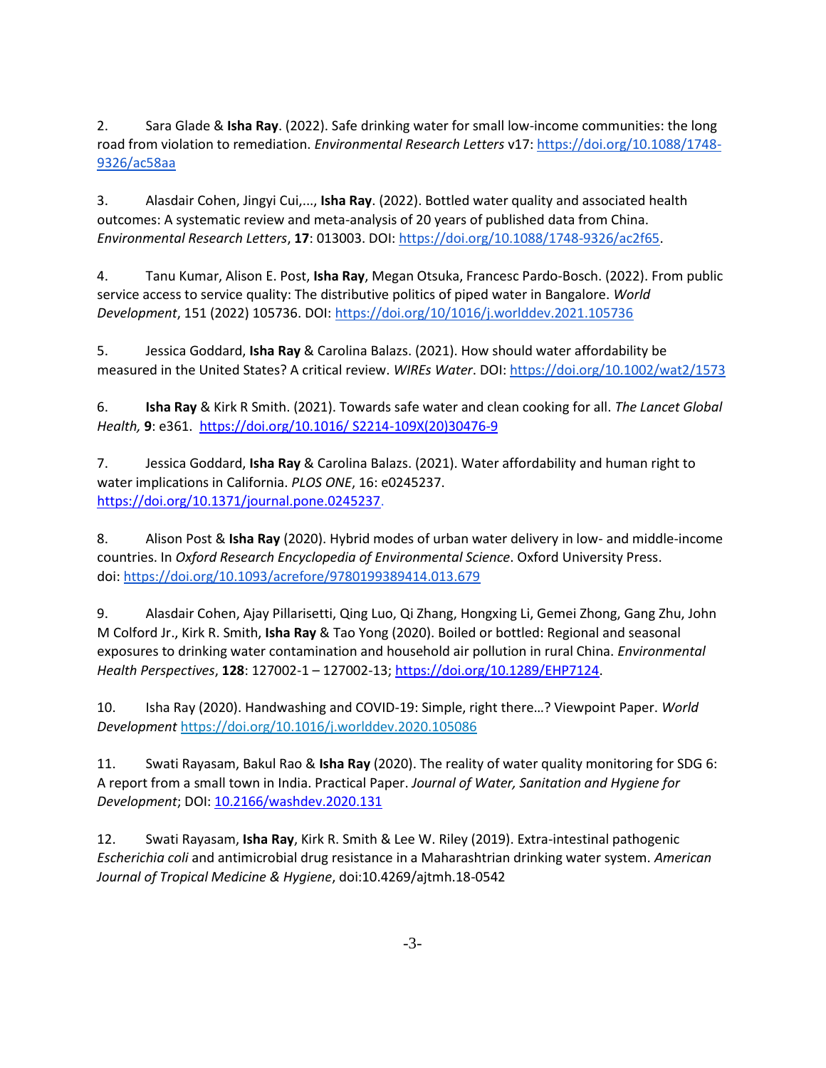2. Sara Glade & **Isha Ray**. (2022). Safe drinking water for small low-income communities: the long road from violation to remediation. *Environmental Research Letters* v17: https://doi.org/10.1088/1748-9326/ac58aa

3. Alasdair Cohen, Jingyi Cui,..., **Isha Ray**. (2022). Bottled water quality and associated health outcomes: A systematic review and meta-analysis of 20 years of published data from China. *Environmental Research Letters*, **17**: 013003. DOI: https://doi.org/10.1088/1748-9326/ac2f65.

4. Tanu Kumar, Alison E. Post, **Isha Ray**, Megan Otsuka, Francesc Pardo-Bosch. (2022). From public service access to service quality: The distributive politics of piped water in Bangalore. *World Development*, 151 (2022) 105736. DOI: https://doi.org/10/1016/j.worlddev.2021.105736

5. Jessica Goddard, **Isha Ray** & Carolina Balazs. (2021). How should water affordability be measured in the United States? A critical review. *WIREs Water*. DOI: https://doi.org/10.1002/wat2/1573

6. **Isha Ray** & Kirk R Smith. (2021). Towards safe water and clean cooking for all. *The Lancet Global Health,* **9**: e361. https://doi.org/10.1016/ S2214-109X(20)30476-9

7. Jessica Goddard, **Isha Ray** & Carolina Balazs. (2021). Water affordability and human right to water implications in California. *PLOS ONE*, 16: e0245237. https://doi.org/10.1371/journal.pone.0245237.

8. Alison Post & **Isha Ray** (2020). Hybrid modes of urban water delivery in low- and middle-income countries. In *Oxford Research Encyclopedia of Environmental Science*. Oxford University Press. doi: https://doi.org/10.1093/acrefore/9780199389414.013.679

9. Alasdair Cohen, Ajay Pillarisetti, Qing Luo, Qi Zhang, Hongxing Li, Gemei Zhong, Gang Zhu, John M Colford Jr., Kirk R. Smith, **Isha Ray** & Tao Yong (2020). Boiled or bottled: Regional and seasonal exposures to drinking water contamination and household air pollution in rural China. *Environmental Health Perspectives*, **128**: 127002-1 – 127002-13; https://doi.org/10.1289/EHP7124.

10. Isha Ray (2020). Handwashing and COVID-19: Simple, right there…? Viewpoint Paper. *World Development* https://doi.org/10.1016/j.worlddev.2020.105086

11. Swati Rayasam, Bakul Rao & **Isha Ray** (2020). The reality of water quality monitoring for SDG 6: A report from a small town in India. Practical Paper. *Journal of Water, Sanitation and Hygiene for Development*; DOI: 10.2166/washdev.2020.131

12. Swati Rayasam, **Isha Ray**, Kirk R. Smith & Lee W. Riley (2019). Extra-intestinal pathogenic *Escherichia coli* and antimicrobial drug resistance in a Maharashtrian drinking water system. *American Journal of Tropical Medicine & Hygiene*, doi:10.4269/ajtmh.18-0542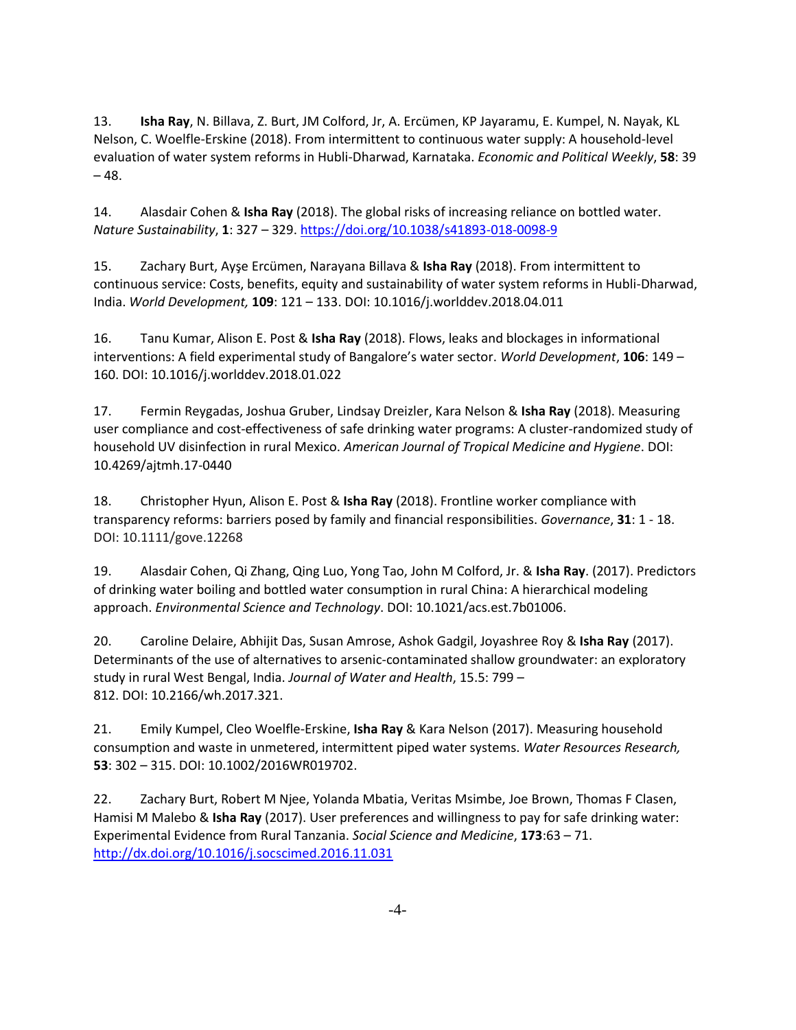13. **Isha Ray**, N. Billava, Z. Burt, JM Colford, Jr, A. Ercümen, KP Jayaramu, E. Kumpel, N. Nayak, KL Nelson, C. Woelfle-Erskine (2018). From intermittent to continuous water supply: A household-level evaluation of water system reforms in Hubli-Dharwad, Karnataka. *Economic and Political Weekly*, **58**: 39 – 48.

14. Alasdair Cohen & **Isha Ray** (2018). The global risks of increasing reliance on bottled water. *Nature Sustainability*, **1**: 327 – 329. https://doi.org/10.1038/s41893-018-0098-9

15. Zachary Burt, Ayşe Ercümen, Narayana Billava & **Isha Ray** (2018). From intermittent to continuous service: Costs, benefits, equity and sustainability of water system reforms in Hubli-Dharwad, India. *World Development,* **109**: 121 – 133. DOI: 10.1016/j.worlddev.2018.04.011

16. Tanu Kumar, Alison E. Post & **Isha Ray** (2018). Flows, leaks and blockages in informational interventions: A field experimental study of Bangalore's water sector. *World Development*, **106**: 149 – 160. DOI: 10.1016/j.worlddev.2018.01.022

17. Fermin Reygadas, Joshua Gruber, Lindsay Dreizler, Kara Nelson & **Isha Ray** (2018). Measuring user compliance and cost-effectiveness of safe drinking water programs: A cluster-randomized study of household UV disinfection in rural Mexico. *American Journal of Tropical Medicine and Hygiene*. DOI: 10.4269/ajtmh.17-0440

18. Christopher Hyun, Alison E. Post & **Isha Ray** (2018). Frontline worker compliance with transparency reforms: barriers posed by family and financial responsibilities. *Governance*, **31**: 1 - 18. DOI: 10.1111/gove.12268

19. Alasdair Cohen, Qi Zhang, Qing Luo, Yong Tao, John M Colford, Jr. & **Isha Ray**. (2017). Predictors of drinking water boiling and bottled water consumption in rural China: A hierarchical modeling approach. *Environmental Science and Technology*. DOI: 10.1021/acs.est.7b01006.

20. Caroline Delaire, Abhijit Das, Susan Amrose, Ashok Gadgil, Joyashree Roy & **Isha Ray** (2017). Determinants of the use of alternatives to arsenic-contaminated shallow groundwater: an exploratory study in rural West Bengal, India. *Journal of Water and Health*, 15.5: 799 – 812. DOI: 10.2166/wh.2017.321.

21. Emily Kumpel, Cleo Woelfle-Erskine, **Isha Ray** & Kara Nelson (2017). Measuring household consumption and waste in unmetered, intermittent piped water systems. *Water Resources Research,* **53**: 302 – 315. DOI: 10.1002/2016WR019702.

22. Zachary Burt, Robert M Njee, Yolanda Mbatia, Veritas Msimbe, Joe Brown, Thomas F Clasen, Hamisi M Malebo & **Isha Ray** (2017). User preferences and willingness to pay for safe drinking water: Experimental Evidence from Rural Tanzania. *Social Science and Medicine*, **173**:63 – 71. http://dx.doi.org/10.1016/j.socscimed.2016.11.031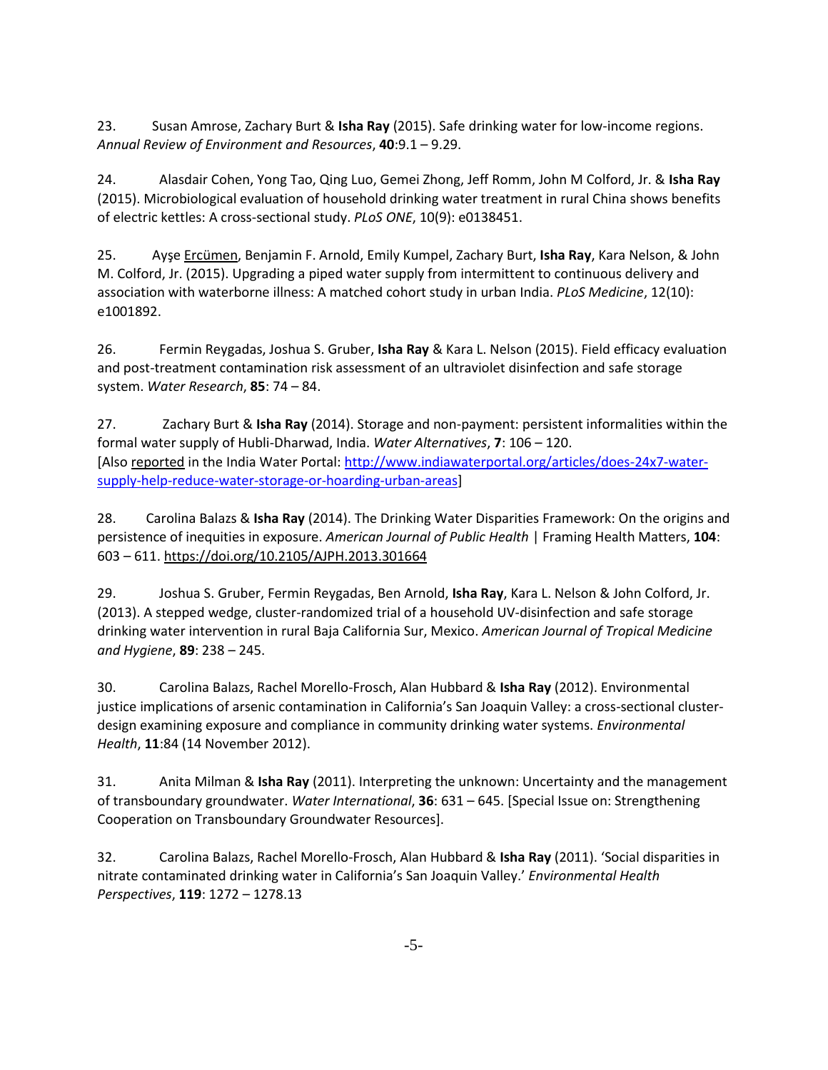23. Susan Amrose, Zachary Burt & **Isha Ray** (2015). Safe drinking water for low-income regions. *Annual Review of Environment and Resources*, **40**:9.1 – 9.29.

24. Alasdair Cohen, Yong Tao, Qing Luo, Gemei Zhong, Jeff Romm, John M Colford, Jr. & **Isha Ray** (2015). Microbiological evaluation of household drinking water treatment in rural China shows benefits of electric kettles: A cross-sectional study. *PLoS ONE*, 10(9): e0138451.

25. Ayşe Ercümen, Benjamin F. Arnold, Emily Kumpel, Zachary Burt, **Isha Ray**, Kara Nelson, & John M. Colford, Jr. (2015). Upgrading a piped water supply from intermittent to continuous delivery and association with waterborne illness: A matched cohort study in urban India. *PLoS Medicine*, 12(10): e1001892.

26. Fermin Reygadas, Joshua S. Gruber, **Isha Ray** & Kara L. Nelson (2015). Field efficacy evaluation and post-treatment contamination risk assessment of an ultraviolet disinfection and safe storage system. *Water Research*, **85**: 74 – 84.

27. Zachary Burt & **Isha Ray** (2014). Storage and non-payment: persistent informalities within the formal water supply of Hubli-Dharwad, India. *Water Alternatives*, **7**: 106 – 120.
[Also reported in the India Water Portal: http://www.indiawaterportal.org/articles/does-24x7-water-supply-help-reduce-water-storage-or-hoarding-urban-areas]

28. Carolina Balazs & **Isha Ray** (2014). The Drinking Water Disparities Framework: On the origins and persistence of inequities in exposure. *American Journal of Public Health* | Framing Health Matters, **104**: 603 – 611. https://doi.org/10.2105/AJPH.2013.301664

29. Joshua S. Gruber, Fermin Reygadas, Ben Arnold, **Isha Ray**, Kara L. Nelson & John Colford, Jr. (2013). A stepped wedge, cluster-randomized trial of a household UV-disinfection and safe storage drinking water intervention in rural Baja California Sur, Mexico. *American Journal of Tropical Medicine and Hygiene*, **89**: 238 – 245.

30. Carolina Balazs, Rachel Morello-Frosch, Alan Hubbard & **Isha Ray** (2012). Environmental justice implications of arsenic contamination in California's San Joaquin Valley: a cross-sectional cluster-design examining exposure and compliance in community drinking water systems. *Environmental Health*, **11**:84 (14 November 2012).

31. Anita Milman & **Isha Ray** (2011). Interpreting the unknown: Uncertainty and the management of transboundary groundwater. *Water International*, **36**: 631 – 645. [Special Issue on: Strengthening Cooperation on Transboundary Groundwater Resources].

32. Carolina Balazs, Rachel Morello-Frosch, Alan Hubbard & **Isha Ray** (2011). 'Social disparities in nitrate contaminated drinking water in California's San Joaquin Valley.' *Environmental Health Perspectives*, **119**: 1272 – 1278.13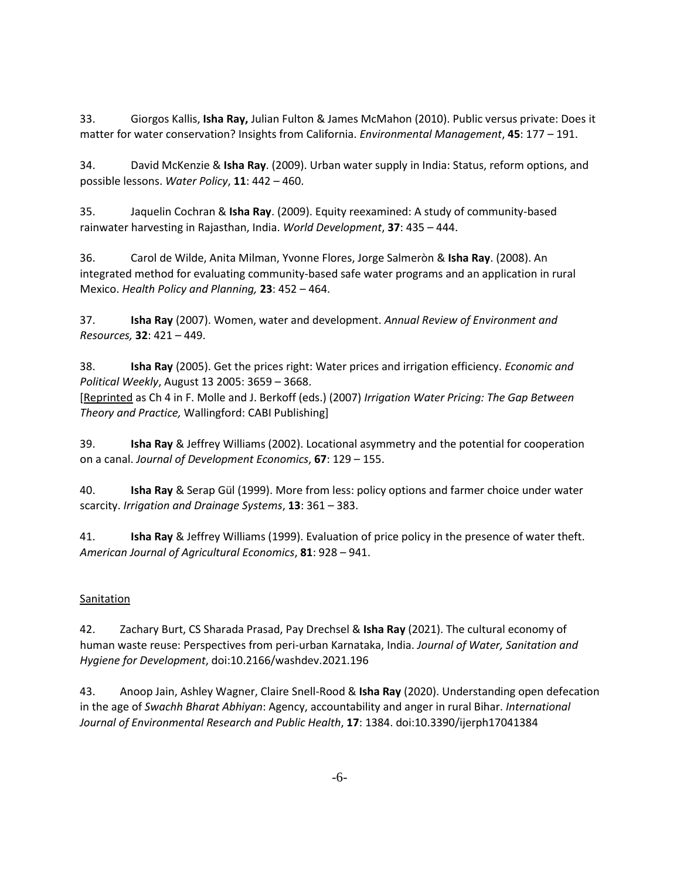33. Giorgos Kallis, **Isha Ray,** Julian Fulton & James McMahon (2010). Public versus private: Does it matter for water conservation? Insights from California. *Environmental Management*, **45**: 177 – 191.

34. David McKenzie & **Isha Ray**. (2009). Urban water supply in India: Status, reform options, and possible lessons. *Water Policy*, **11**: 442 – 460.

35. Jaquelin Cochran & **Isha Ray**. (2009). Equity reexamined: A study of community-based rainwater harvesting in Rajasthan, India. *World Development*, **37**: 435 – 444.

36. Carol de Wilde, Anita Milman, Yvonne Flores, Jorge Salmeròn & **Isha Ray**. (2008). An integrated method for evaluating community-based safe water programs and an application in rural Mexico. *Health Policy and Planning,* **23**: 452 – 464.

37. **Isha Ray** (2007). Women, water and development. *Annual Review of Environment and Resources,* **32**: 421 – 449.

38. **Isha Ray** (2005). Get the prices right: Water prices and irrigation efficiency. *Economic and Political Weekly*, August 13 2005: 3659 – 3668.
[Reprinted as Ch 4 in F. Molle and J. Berkoff (eds.) (2007) *Irrigation Water Pricing: The Gap Between Theory and Practice,* Wallingford: CABI Publishing]

39. **Isha Ray** & Jeffrey Williams (2002). Locational asymmetry and the potential for cooperation on a canal. *Journal of Development Economics*, **67**: 129 – 155.

40. **Isha Ray** & Serap Gül (1999). More from less: policy options and farmer choice under water scarcity. *Irrigation and Drainage Systems*, **13**: 361 – 383.

41. **Isha Ray** & Jeffrey Williams (1999). Evaluation of price policy in the presence of water theft. *American Journal of Agricultural Economics*, **81**: 928 – 941.

Sanitation

42. Zachary Burt, CS Sharada Prasad, Pay Drechsel & **Isha Ray** (2021). The cultural economy of human waste reuse: Perspectives from peri-urban Karnataka, India. *Journal of Water, Sanitation and Hygiene for Development*, doi:10.2166/washdev.2021.196

43. Anoop Jain, Ashley Wagner, Claire Snell-Rood & **Isha Ray** (2020). Understanding open defecation in the age of *Swachh Bharat Abhiyan*: Agency, accountability and anger in rural Bihar. *International Journal of Environmental Research and Public Health*, **17**: 1384. doi:10.3390/ijerph17041384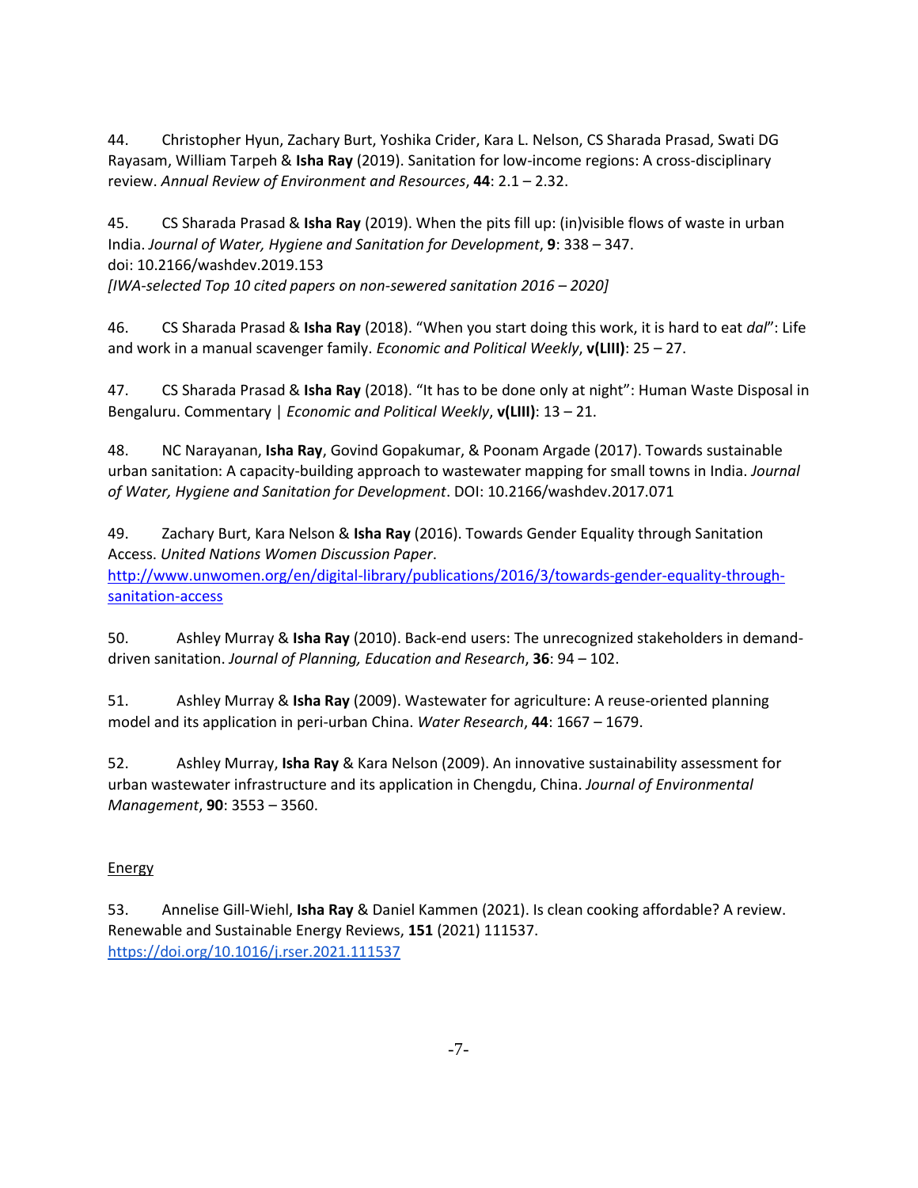44. Christopher Hyun, Zachary Burt, Yoshika Crider, Kara L. Nelson, CS Sharada Prasad, Swati DG Rayasam, William Tarpeh & **Isha Ray** (2019). Sanitation for low-income regions: A cross-disciplinary review. *Annual Review of Environment and Resources*, **44**: 2.1 – 2.32.

45. CS Sharada Prasad & **Isha Ray** (2019). When the pits fill up: (in)visible flows of waste in urban India. *Journal of Water, Hygiene and Sanitation for Development*, **9**: 338 – 347.
doi: 10.2166/washdev.2019.153
*[IWA-selected Top 10 cited papers on non-sewered sanitation 2016 – 2020]*

46. CS Sharada Prasad & **Isha Ray** (2018). "When you start doing this work, it is hard to eat *dal*": Life and work in a manual scavenger family. *Economic and Political Weekly*, **v(LIII)**: 25 – 27.

47. CS Sharada Prasad & **Isha Ray** (2018). "It has to be done only at night": Human Waste Disposal in Bengaluru. Commentary | *Economic and Political Weekly*, **v(LIII)**: 13 – 21.

48. NC Narayanan, **Isha Ray**, Govind Gopakumar, & Poonam Argade (2017). Towards sustainable urban sanitation: A capacity-building approach to wastewater mapping for small towns in India. *Journal of Water, Hygiene and Sanitation for Development*. DOI: 10.2166/washdev.2017.071

49. Zachary Burt, Kara Nelson & **Isha Ray** (2016). Towards Gender Equality through Sanitation Access. *United Nations Women Discussion Paper*.
[http://www.unwomen.org/en/digital-library/publications/2016/3/towards-gender-equality-through-sanitation-access](http://www.unwomen.org/en/digital-library/publications/2016/3/towards-gender-equality-through-sanitation-access)

50. Ashley Murray & **Isha Ray** (2010). Back-end users: The unrecognized stakeholders in demand-driven sanitation. *Journal of Planning, Education and Research*, **36**: 94 – 102.

51. Ashley Murray & **Isha Ray** (2009). Wastewater for agriculture: A reuse-oriented planning model and its application in peri-urban China. *Water Research*, **44**: 1667 – 1679.

52. Ashley Murray, **Isha Ray** & Kara Nelson (2009). An innovative sustainability assessment for urban wastewater infrastructure and its application in Chengdu, China. *Journal of Environmental Management*, **90**: 3553 – 3560.

<u>Energy</u>

53. Annelise Gill-Wiehl, **Isha Ray** & Daniel Kammen (2021). Is clean cooking affordable? A review. Renewable and Sustainable Energy Reviews, **151** (2021) 111537.
[https://doi.org/10.1016/j.rser.2021.111537](https://doi.org/10.1016/j.rser.2021.111537)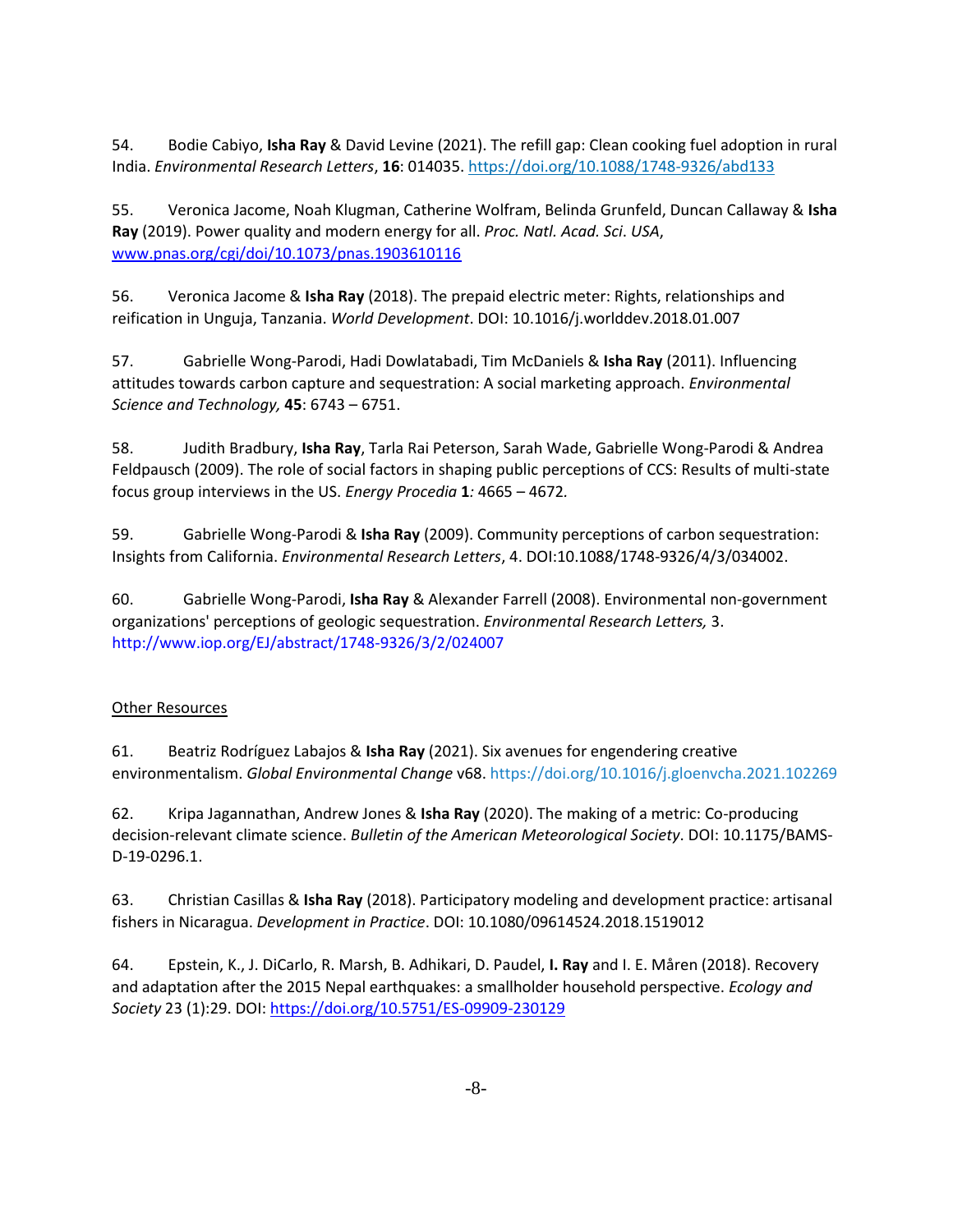54. Bodie Cabiyo, **Isha Ray** & David Levine (2021). The refill gap: Clean cooking fuel adoption in rural India. *Environmental Research Letters*, **16**: 014035. https://doi.org/10.1088/1748-9326/abd133

55. Veronica Jacome, Noah Klugman, Catherine Wolfram, Belinda Grunfeld, Duncan Callaway & **Isha Ray** (2019). Power quality and modern energy for all. *Proc. Natl. Acad. Sci. USA*, www.pnas.org/cgi/doi/10.1073/pnas.1903610116

56. Veronica Jacome & **Isha Ray** (2018). The prepaid electric meter: Rights, relationships and reification in Unguja, Tanzania. *World Development*. DOI: 10.1016/j.worlddev.2018.01.007

57. Gabrielle Wong-Parodi, Hadi Dowlatabadi, Tim McDaniels & **Isha Ray** (2011). Influencing attitudes towards carbon capture and sequestration: A social marketing approach. *Environmental Science and Technology,* **45**: 6743 – 6751.

58. Judith Bradbury, **Isha Ray**, Tarla Rai Peterson, Sarah Wade, Gabrielle Wong-Parodi & Andrea Feldpausch (2009). The role of social factors in shaping public perceptions of CCS: Results of multi-state focus group interviews in the US. *Energy Procedia* **1***:* 4665 – 4672.

59. Gabrielle Wong-Parodi & **Isha Ray** (2009). Community perceptions of carbon sequestration: Insights from California. *Environmental Research Letters*, 4. DOI:10.1088/1748-9326/4/3/034002.

60. Gabrielle Wong-Parodi, **Isha Ray** & Alexander Farrell (2008). Environmental non-government organizations' perceptions of geologic sequestration. *Environmental Research Letters,* 3. http://www.iop.org/EJ/abstract/1748-9326/3/2/024007

Other Resources

61. Beatriz Rodríguez Labajos & **Isha Ray** (2021). Six avenues for engendering creative environmentalism. *Global Environmental Change* v68. https://doi.org/10.1016/j.gloenvcha.2021.102269

62. Kripa Jagannathan, Andrew Jones & **Isha Ray** (2020). The making of a metric: Co-producing decision-relevant climate science. *Bulletin of the American Meteorological Society*. DOI: 10.1175/BAMS-D-19-0296.1.

63. Christian Casillas & **Isha Ray** (2018). Participatory modeling and development practice: artisanal fishers in Nicaragua. *Development in Practice*. DOI: 10.1080/09614524.2018.1519012

64. Epstein, K., J. DiCarlo, R. Marsh, B. Adhikari, D. Paudel, **I. Ray** and I. E. Måren (2018). Recovery and adaptation after the 2015 Nepal earthquakes: a smallholder household perspective. *Ecology and Society* 23 (1):29. DOI: https://doi.org/10.5751/ES-09909-230129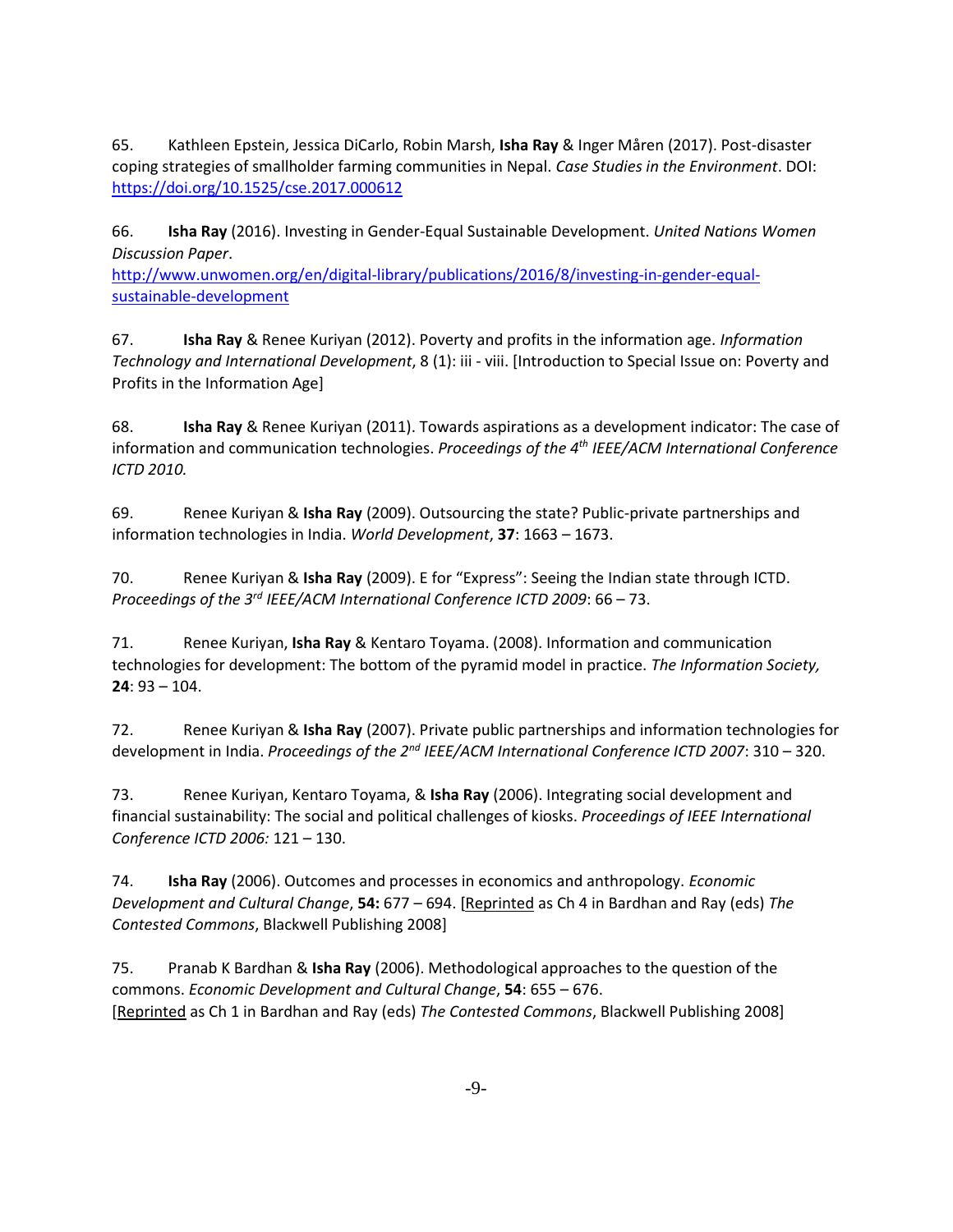65. Kathleen Epstein, Jessica DiCarlo, Robin Marsh, **Isha Ray** & Inger Måren (2017). Post-disaster coping strategies of smallholder farming communities in Nepal. *Case Studies in the Environment*. DOI: https://doi.org/10.1525/cse.2017.000612

66. **Isha Ray** (2016). Investing in Gender-Equal Sustainable Development. *United Nations Women Discussion Paper*. http://www.unwomen.org/en/digital-library/publications/2016/8/investing-in-gender-equal-sustainable-development

67. **Isha Ray** & Renee Kuriyan (2012). Poverty and profits in the information age. *Information Technology and International Development*, 8 (1): iii - viii. [Introduction to Special Issue on: Poverty and Profits in the Information Age]

68. **Isha Ray** & Renee Kuriyan (2011). Towards aspirations as a development indicator: The case of information and communication technologies. *Proceedings of the 4th IEEE/ACM International Conference ICTD 2010.*

69. Renee Kuriyan & **Isha Ray** (2009). Outsourcing the state? Public-private partnerships and information technologies in India. *World Development*, **37**: 1663 – 1673.

70. Renee Kuriyan & **Isha Ray** (2009). E for "Express": Seeing the Indian state through ICTD. *Proceedings of the 3rd IEEE/ACM International Conference ICTD 2009*: 66 – 73.

71. Renee Kuriyan, **Isha Ray** & Kentaro Toyama. (2008). Information and communication technologies for development: The bottom of the pyramid model in practice. *The Information Society,* **24**: 93 – 104.

72. Renee Kuriyan & **Isha Ray** (2007). Private public partnerships and information technologies for development in India. *Proceedings of the 2nd IEEE/ACM International Conference ICTD 2007*: 310 – 320.

73. Renee Kuriyan, Kentaro Toyama, & **Isha Ray** (2006). Integrating social development and financial sustainability: The social and political challenges of kiosks. *Proceedings of IEEE International Conference ICTD 2006:* 121 – 130.

74. **Isha Ray** (2006). Outcomes and processes in economics and anthropology. *Economic Development and Cultural Change*, **54:** 677 – 694. [Reprinted as Ch 4 in Bardhan and Ray (eds) *The Contested Commons*, Blackwell Publishing 2008]

75. Pranab K Bardhan & **Isha Ray** (2006). Methodological approaches to the question of the commons. *Economic Development and Cultural Change*, **54**: 655 – 676. [Reprinted as Ch 1 in Bardhan and Ray (eds) *The Contested Commons*, Blackwell Publishing 2008]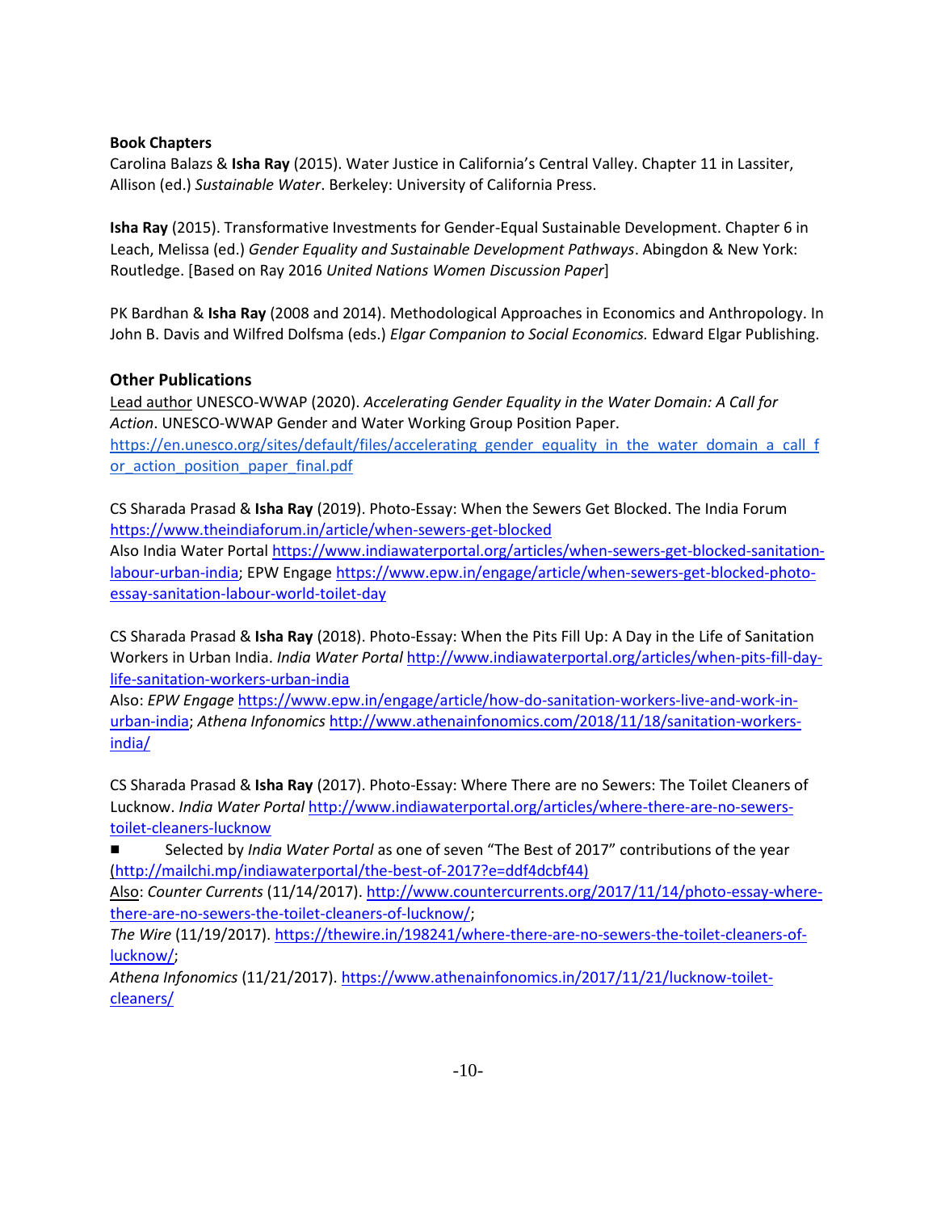**Book Chapters**

Carolina Balazs & **Isha Ray** (2015). Water Justice in California's Central Valley. Chapter 11 in Lassiter, Allison (ed.) *Sustainable Water*. Berkeley: University of California Press.

**Isha Ray** (2015). Transformative Investments for Gender-Equal Sustainable Development. Chapter 6 in Leach, Melissa (ed.) *Gender Equality and Sustainable Development Pathways*. Abingdon & New York: Routledge. [Based on Ray 2016 *United Nations Women Discussion Paper*]

PK Bardhan & **Isha Ray** (2008 and 2014). Methodological Approaches in Economics and Anthropology. In John B. Davis and Wilfred Dolfsma (eds.) *Elgar Companion to Social Economics.* Edward Elgar Publishing.

## Other Publications

<u>Lead author</u> UNESCO-WWAP (2020). *Accelerating Gender Equality in the Water Domain: A Call for Action*. UNESCO-WWAP Gender and Water Working Group Position Paper. https://en.unesco.org/sites/default/files/accelerating_gender_equality_in_the_water_domain_a_call_for_action_position_paper_final.pdf

CS Sharada Prasad & **Isha Ray** (2019). Photo-Essay: When the Sewers Get Blocked. The India Forum https://www.theindiaforum.in/article/when-sewers-get-blocked
Also India Water Portal https://www.indiawaterportal.org/articles/when-sewers-get-blocked-sanitation-labour-urban-india; EPW Engage https://www.epw.in/engage/article/when-sewers-get-blocked-photo-essay-sanitation-labour-world-toilet-day

CS Sharada Prasad & **Isha Ray** (2018). Photo-Essay: When the Pits Fill Up: A Day in the Life of Sanitation Workers in Urban India. *India Water Portal* http://www.indiawaterportal.org/articles/when-pits-fill-day-life-sanitation-workers-urban-india
Also: *EPW Engage* https://www.epw.in/engage/article/how-do-sanitation-workers-live-and-work-in-urban-india; *Athena Infonomics* http://www.athenainfonomics.com/2018/11/18/sanitation-workers-india/

CS Sharada Prasad & **Isha Ray** (2017). Photo-Essay: Where There are no Sewers: The Toilet Cleaners of Lucknow. *India Water Portal* http://www.indiawaterportal.org/articles/where-there-are-no-sewers-toilet-cleaners-lucknow

- Selected by *India Water Portal* as one of seven "The Best of 2017" contributions of the year (http://mailchi.mp/indiawaterportal/the-best-of-2017?e=ddf4dcbf44)

<u>Also</u>: *Counter Currents* (11/14/2017). http://www.countercurrents.org/2017/11/14/photo-essay-where-there-are-no-sewers-the-toilet-cleaners-of-lucknow/;
*The Wire* (11/19/2017). https://thewire.in/198241/where-there-are-no-sewers-the-toilet-cleaners-of-lucknow/;
*Athena Infonomics* (11/21/2017). https://www.athenainfonomics.in/2017/11/21/lucknow-toilet-cleaners/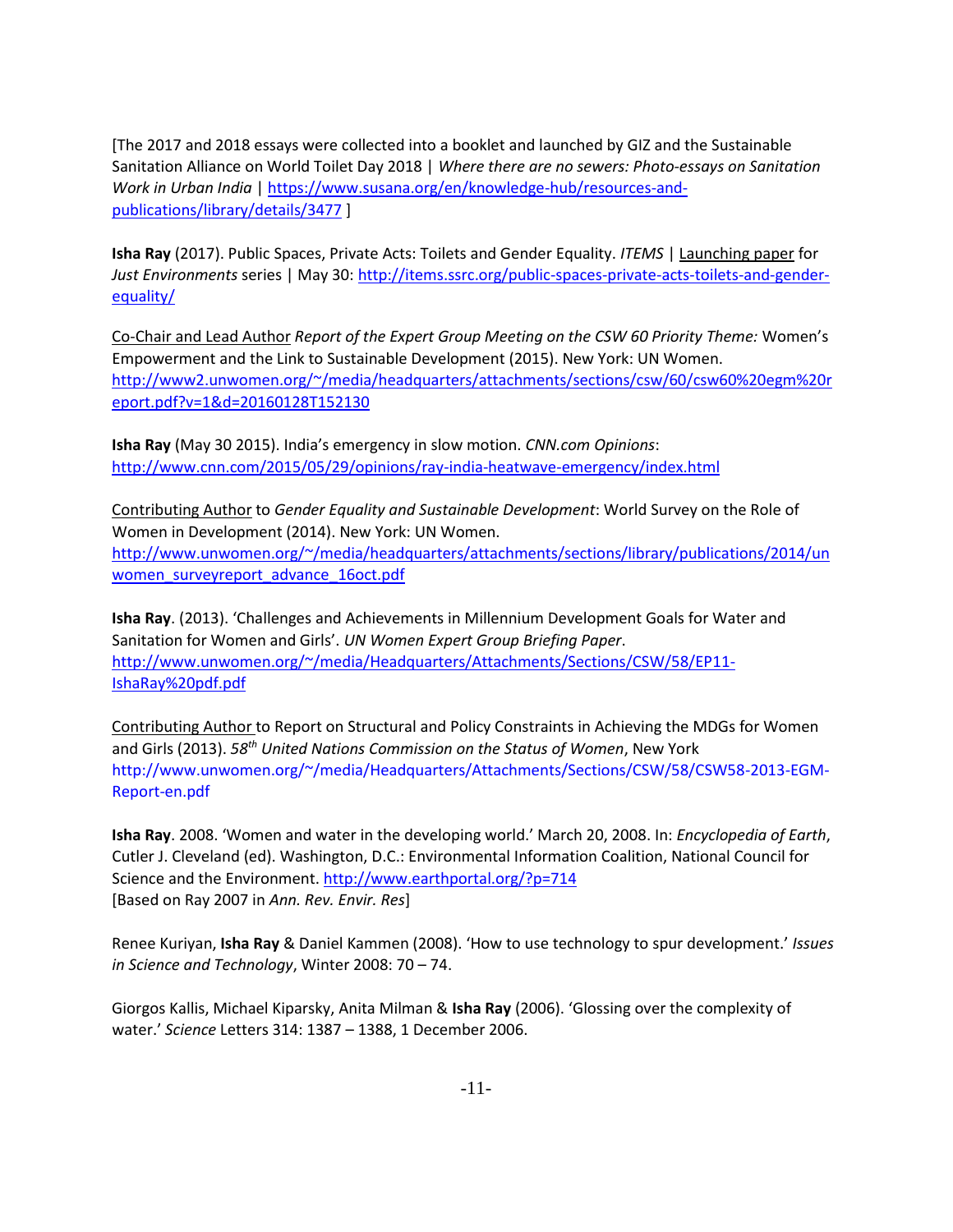[The 2017 and 2018 essays were collected into a booklet and launched by GIZ and the Sustainable Sanitation Alliance on World Toilet Day 2018 | *Where there are no sewers: Photo-essays on Sanitation Work in Urban India* | https://www.susana.org/en/knowledge-hub/resources-and-publications/library/details/3477 ]

**Isha Ray** (2017). Public Spaces, Private Acts: Toilets and Gender Equality. *ITEMS* | Launching paper for *Just Environments* series | May 30: http://items.ssrc.org/public-spaces-private-acts-toilets-and-gender-equality/

Co-Chair and Lead Author *Report of the Expert Group Meeting on the CSW 60 Priority Theme:* Women's Empowerment and the Link to Sustainable Development (2015). New York: UN Women. http://www2.unwomen.org/~/media/headquarters/attachments/sections/csw/60/csw60%20egm%20report.pdf?v=1&d=20160128T152130

**Isha Ray** (May 30 2015). India's emergency in slow motion. *CNN.com Opinions*: http://www.cnn.com/2015/05/29/opinions/ray-india-heatwave-emergency/index.html

Contributing Author to *Gender Equality and Sustainable Development*: World Survey on the Role of Women in Development (2014). New York: UN Women. http://www.unwomen.org/~/media/headquarters/attachments/sections/library/publications/2014/unwomen_surveyreport_advance_16oct.pdf

**Isha Ray**. (2013). 'Challenges and Achievements in Millennium Development Goals for Water and Sanitation for Women and Girls'. *UN Women Expert Group Briefing Paper*. http://www.unwomen.org/~/media/Headquarters/Attachments/Sections/CSW/58/EP11-IshaRay%20pdf.pdf

Contributing Author to Report on Structural and Policy Constraints in Achieving the MDGs for Women and Girls (2013). *58th United Nations Commission on the Status of Women*, New York http://www.unwomen.org/~/media/Headquarters/Attachments/Sections/CSW/58/CSW58-2013-EGM-Report-en.pdf

**Isha Ray**. 2008. 'Women and water in the developing world.' March 20, 2008. In: *Encyclopedia of Earth*, Cutler J. Cleveland (ed). Washington, D.C.: Environmental Information Coalition, National Council for Science and the Environment. http://www.earthportal.org/?p=714
[Based on Ray 2007 in *Ann. Rev. Envir. Res*]

Renee Kuriyan, **Isha Ray** & Daniel Kammen (2008). 'How to use technology to spur development.' *Issues in Science and Technology*, Winter 2008: 70 – 74.

Giorgos Kallis, Michael Kiparsky, Anita Milman & **Isha Ray** (2006). 'Glossing over the complexity of water.' *Science* Letters 314: 1387 – 1388, 1 December 2006.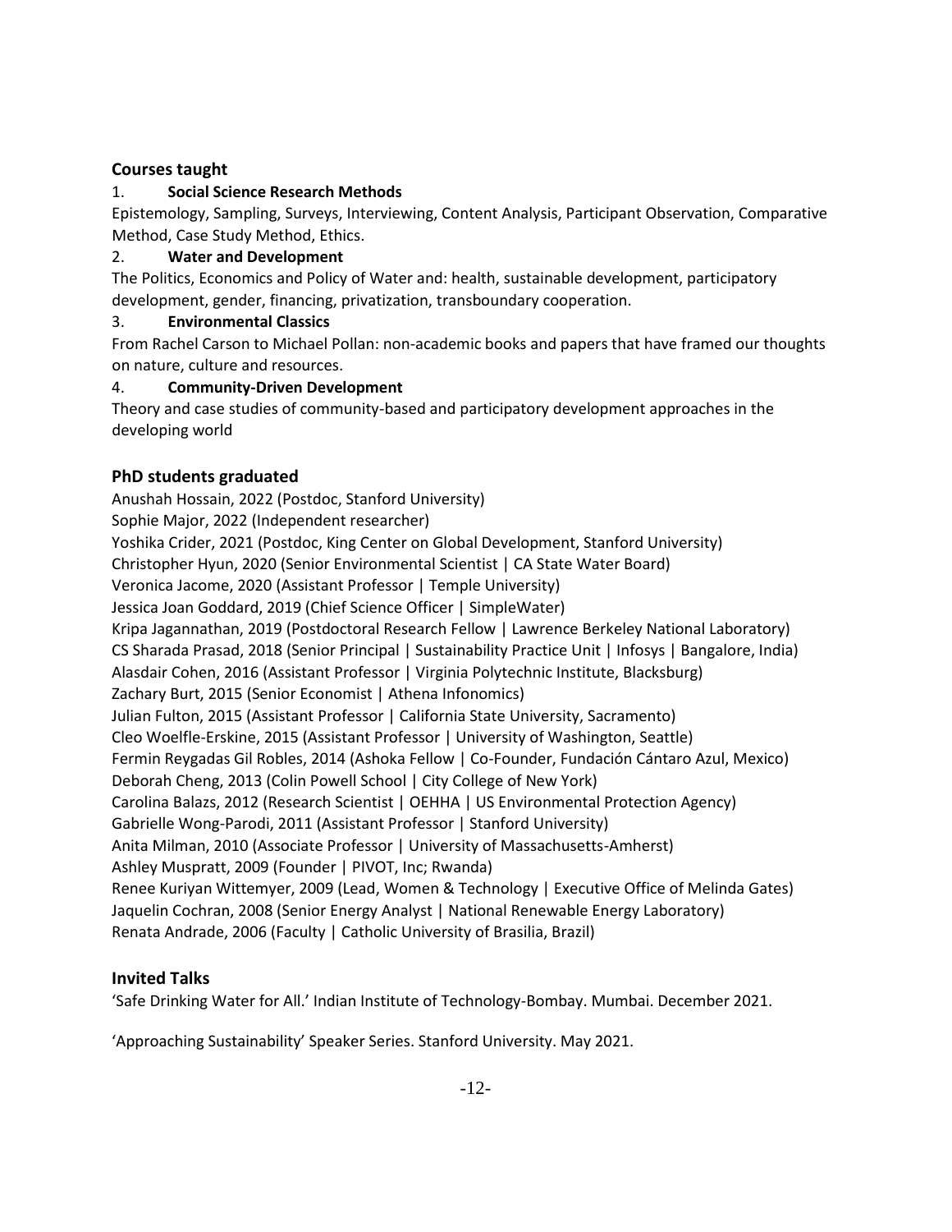## Courses taught

1. **Social Science Research Methods**

Epistemology, Sampling, Surveys, Interviewing, Content Analysis, Participant Observation, Comparative Method, Case Study Method, Ethics.

2. **Water and Development**

The Politics, Economics and Policy of Water and: health, sustainable development, participatory development, gender, financing, privatization, transboundary cooperation.

3. **Environmental Classics**

From Rachel Carson to Michael Pollan: non-academic books and papers that have framed our thoughts on nature, culture and resources.

4. **Community-Driven Development**

Theory and case studies of community-based and participatory development approaches in the developing world

## PhD students graduated

Anushah Hossain, 2022 (Postdoc, Stanford University)
Sophie Major, 2022 (Independent researcher)
Yoshika Crider, 2021 (Postdoc, King Center on Global Development, Stanford University)
Christopher Hyun, 2020 (Senior Environmental Scientist | CA State Water Board)
Veronica Jacome, 2020 (Assistant Professor | Temple University)
Jessica Joan Goddard, 2019 (Chief Science Officer | SimpleWater)
Kripa Jagannathan, 2019 (Postdoctoral Research Fellow | Lawrence Berkeley National Laboratory)
CS Sharada Prasad, 2018 (Senior Principal | Sustainability Practice Unit | Infosys | Bangalore, India)
Alasdair Cohen, 2016 (Assistant Professor | Virginia Polytechnic Institute, Blacksburg)
Zachary Burt, 2015 (Senior Economist | Athena Infonomics)
Julian Fulton, 2015 (Assistant Professor | California State University, Sacramento)
Cleo Woelfle-Erskine, 2015 (Assistant Professor | University of Washington, Seattle)
Fermin Reygadas Gil Robles, 2014 (Ashoka Fellow | Co-Founder, Fundación Cántaro Azul, Mexico)
Deborah Cheng, 2013 (Colin Powell School | City College of New York)
Carolina Balazs, 2012 (Research Scientist | OEHHA | US Environmental Protection Agency)
Gabrielle Wong-Parodi, 2011 (Assistant Professor | Stanford University)
Anita Milman, 2010 (Associate Professor | University of Massachusetts-Amherst)
Ashley Muspratt, 2009 (Founder | PIVOT, Inc; Rwanda)
Renee Kuriyan Wittemyer, 2009 (Lead, Women & Technology | Executive Office of Melinda Gates)
Jaquelin Cochran, 2008 (Senior Energy Analyst | National Renewable Energy Laboratory)
Renata Andrade, 2006 (Faculty | Catholic University of Brasilia, Brazil)

## Invited Talks

'Safe Drinking Water for All.' Indian Institute of Technology-Bombay. Mumbai. December 2021.

'Approaching Sustainability' Speaker Series. Stanford University. May 2021.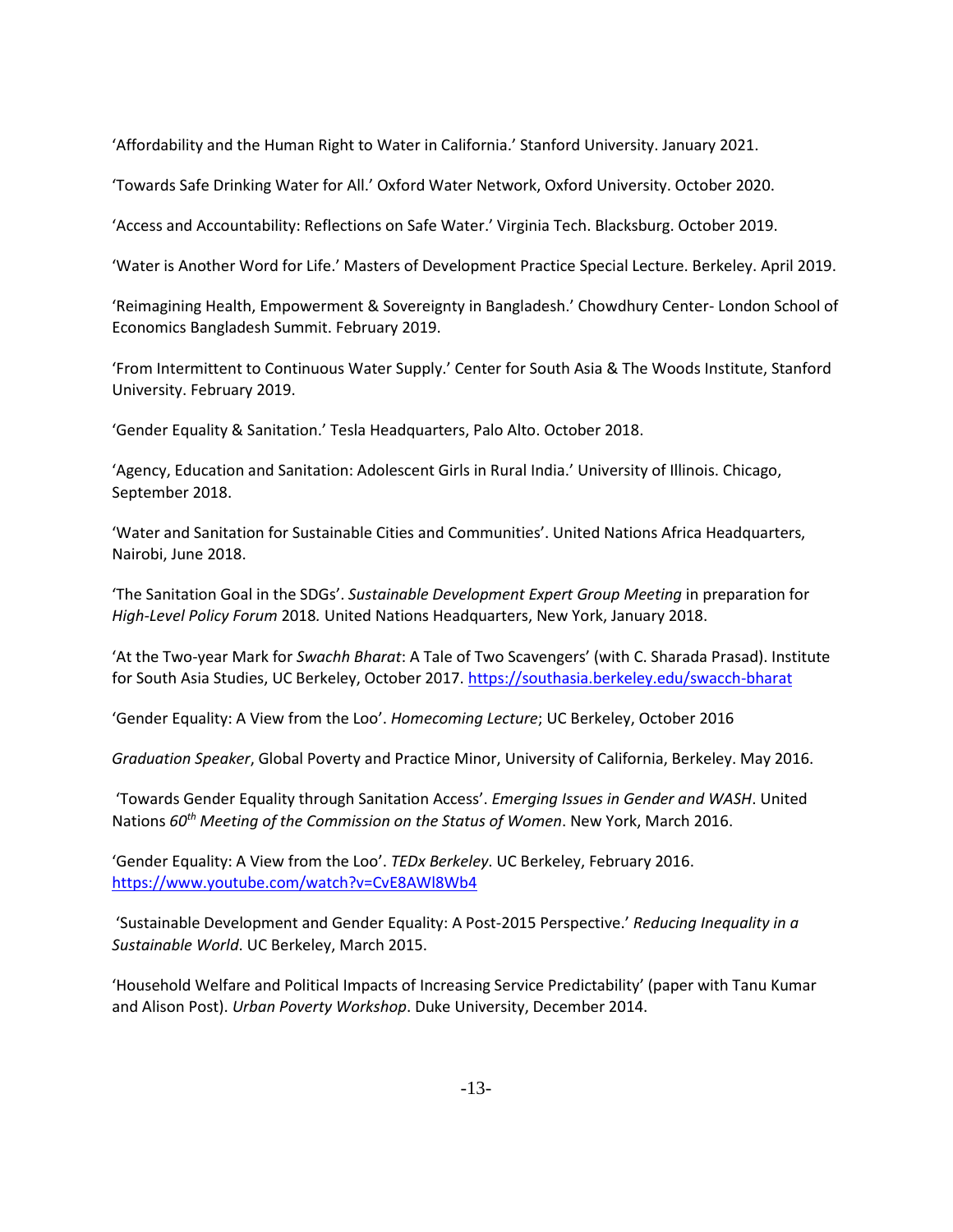'Affordability and the Human Right to Water in California.' Stanford University. January 2021.

'Towards Safe Drinking Water for All.' Oxford Water Network, Oxford University. October 2020.

'Access and Accountability: Reflections on Safe Water.' Virginia Tech. Blacksburg. October 2019.

'Water is Another Word for Life.' Masters of Development Practice Special Lecture. Berkeley. April 2019.

'Reimagining Health, Empowerment & Sovereignty in Bangladesh.' Chowdhury Center- London School of Economics Bangladesh Summit. February 2019.

'From Intermittent to Continuous Water Supply.' Center for South Asia & The Woods Institute, Stanford University. February 2019.

'Gender Equality & Sanitation.' Tesla Headquarters, Palo Alto. October 2018.

'Agency, Education and Sanitation: Adolescent Girls in Rural India.' University of Illinois. Chicago, September 2018.

'Water and Sanitation for Sustainable Cities and Communities'. United Nations Africa Headquarters, Nairobi, June 2018.

'The Sanitation Goal in the SDGs'. *Sustainable Development Expert Group Meeting* in preparation for *High-Level Policy Forum* 2018*.* United Nations Headquarters, New York, January 2018.

'At the Two-year Mark for *Swachh Bharat*: A Tale of Two Scavengers' (with C. Sharada Prasad). Institute for South Asia Studies, UC Berkeley, October 2017. https://southasia.berkeley.edu/swacch-bharat

'Gender Equality: A View from the Loo'. *Homecoming Lecture*; UC Berkeley, October 2016

*Graduation Speaker*, Global Poverty and Practice Minor, University of California, Berkeley. May 2016.

'Towards Gender Equality through Sanitation Access'. *Emerging Issues in Gender and WASH*. United Nations *60th Meeting of the Commission on the Status of Women*. New York, March 2016.

'Gender Equality: A View from the Loo'. *TEDx Berkeley*. UC Berkeley, February 2016. https://www.youtube.com/watch?v=CvE8AWl8Wb4

'Sustainable Development and Gender Equality: A Post-2015 Perspective.' *Reducing Inequality in a Sustainable World.* UC Berkeley, March 2015.

'Household Welfare and Political Impacts of Increasing Service Predictability' (paper with Tanu Kumar and Alison Post). *Urban Poverty Workshop*. Duke University, December 2014.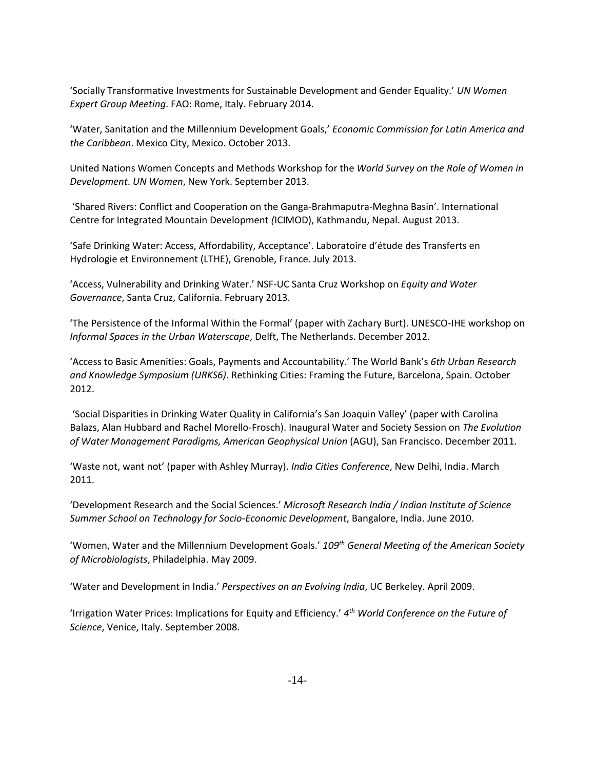'Socially Transformative Investments for Sustainable Development and Gender Equality.' *UN Women Expert Group Meeting*. FAO: Rome, Italy. February 2014.

'Water, Sanitation and the Millennium Development Goals,' *Economic Commission for Latin America and the Caribbean*. Mexico City, Mexico. October 2013.

United Nations Women Concepts and Methods Workshop for the *World Survey on the Role of Women in Development*. *UN Women*, New York. September 2013.

'Shared Rivers: Conflict and Cooperation on the Ganga-Brahmaputra-Meghna Basin'. International Centre for Integrated Mountain Development *(*ICIMOD), Kathmandu, Nepal. August 2013.

'Safe Drinking Water: Access, Affordability, Acceptance'. Laboratoire d'étude des Transferts en Hydrologie et Environnement (LTHE), Grenoble, France. July 2013.

'Access, Vulnerability and Drinking Water.' NSF-UC Santa Cruz Workshop on *Equity and Water Governance*, Santa Cruz, California. February 2013.

'The Persistence of the Informal Within the Formal' (paper with Zachary Burt). UNESCO-IHE workshop on *Informal Spaces in the Urban Waterscape*, Delft, The Netherlands. December 2012.

'Access to Basic Amenities: Goals, Payments and Accountability.' The World Bank's *6th Urban Research and Knowledge Symposium (URKS6)*. Rethinking Cities: Framing the Future, Barcelona, Spain. October 2012.

'Social Disparities in Drinking Water Quality in California's San Joaquin Valley' (paper with Carolina Balazs, Alan Hubbard and Rachel Morello-Frosch). Inaugural Water and Society Session on *The Evolution of Water Management Paradigms, American Geophysical Union* (AGU), San Francisco. December 2011.

'Waste not, want not' (paper with Ashley Murray). *India Cities Conference*, New Delhi, India. March 2011.

'Development Research and the Social Sciences.' *Microsoft Research India / Indian Institute of Science Summer School on Technology for Socio-Economic Development*, Bangalore, India. June 2010.

'Women, Water and the Millennium Development Goals.' *109th General Meeting of the American Society of Microbiologists*, Philadelphia. May 2009.

'Water and Development in India.' *Perspectives on an Evolving India*, UC Berkeley. April 2009.

'Irrigation Water Prices: Implications for Equity and Efficiency.' *4th World Conference on the Future of Science*, Venice, Italy. September 2008.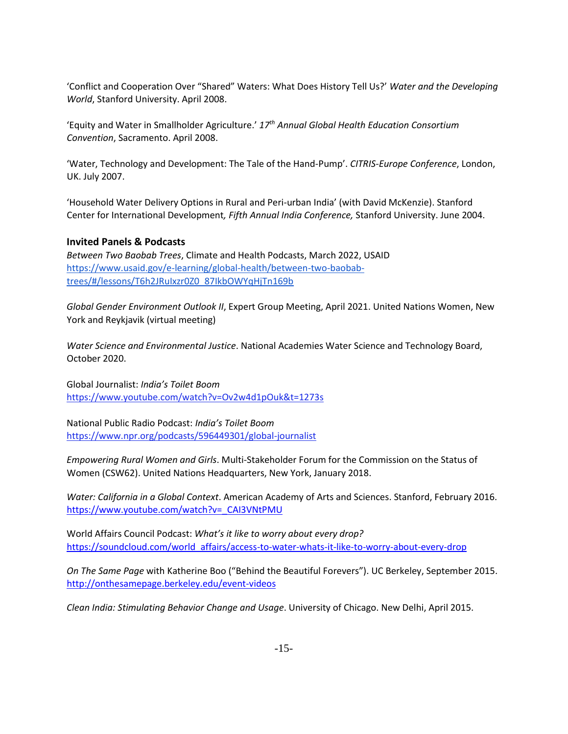'Conflict and Cooperation Over "Shared" Waters: What Does History Tell Us?' *Water and the Developing World*, Stanford University. April 2008.

'Equity and Water in Smallholder Agriculture.' *17th Annual Global Health Education Consortium Convention*, Sacramento. April 2008.

'Water, Technology and Development: The Tale of the Hand-Pump'. *CITRIS-Europe Conference*, London, UK. July 2007.

'Household Water Delivery Options in Rural and Peri-urban India' (with David McKenzie). Stanford Center for International Development*, Fifth Annual India Conference,* Stanford University. June 2004.

### Invited Panels & Podcasts

*Between Two Baobab Trees*, Climate and Health Podcasts, March 2022, USAID
https://www.usaid.gov/e-learning/global-health/between-two-baobab-trees/#/lessons/T6h2JRuIxzr0Z0_87IkbOWYqHjTn169b

*Global Gender Environment Outlook II*, Expert Group Meeting, April 2021. United Nations Women, New York and Reykjavik (virtual meeting)

*Water Science and Environmental Justice*. National Academies Water Science and Technology Board, October 2020.

Global Journalist: *India's Toilet Boom*
https://www.youtube.com/watch?v=Ov2w4d1pOuk&t=1273s

National Public Radio Podcast: *India's Toilet Boom*
https://www.npr.org/podcasts/596449301/global-journalist

*Empowering Rural Women and Girls*. Multi-Stakeholder Forum for the Commission on the Status of Women (CSW62). United Nations Headquarters, New York, January 2018.

*Water: California in a Global Context*. American Academy of Arts and Sciences. Stanford, February 2016.
https://www.youtube.com/watch?v=_CAI3VNtPMU

World Affairs Council Podcast: *What's it like to worry about every drop?*
https://soundcloud.com/world_affairs/access-to-water-whats-it-like-to-worry-about-every-drop

*On The Same Page* with Katherine Boo ("Behind the Beautiful Forevers"). UC Berkeley, September 2015.
http://onthesamepage.berkeley.edu/event-videos

*Clean India: Stimulating Behavior Change and Usage*. University of Chicago. New Delhi, April 2015.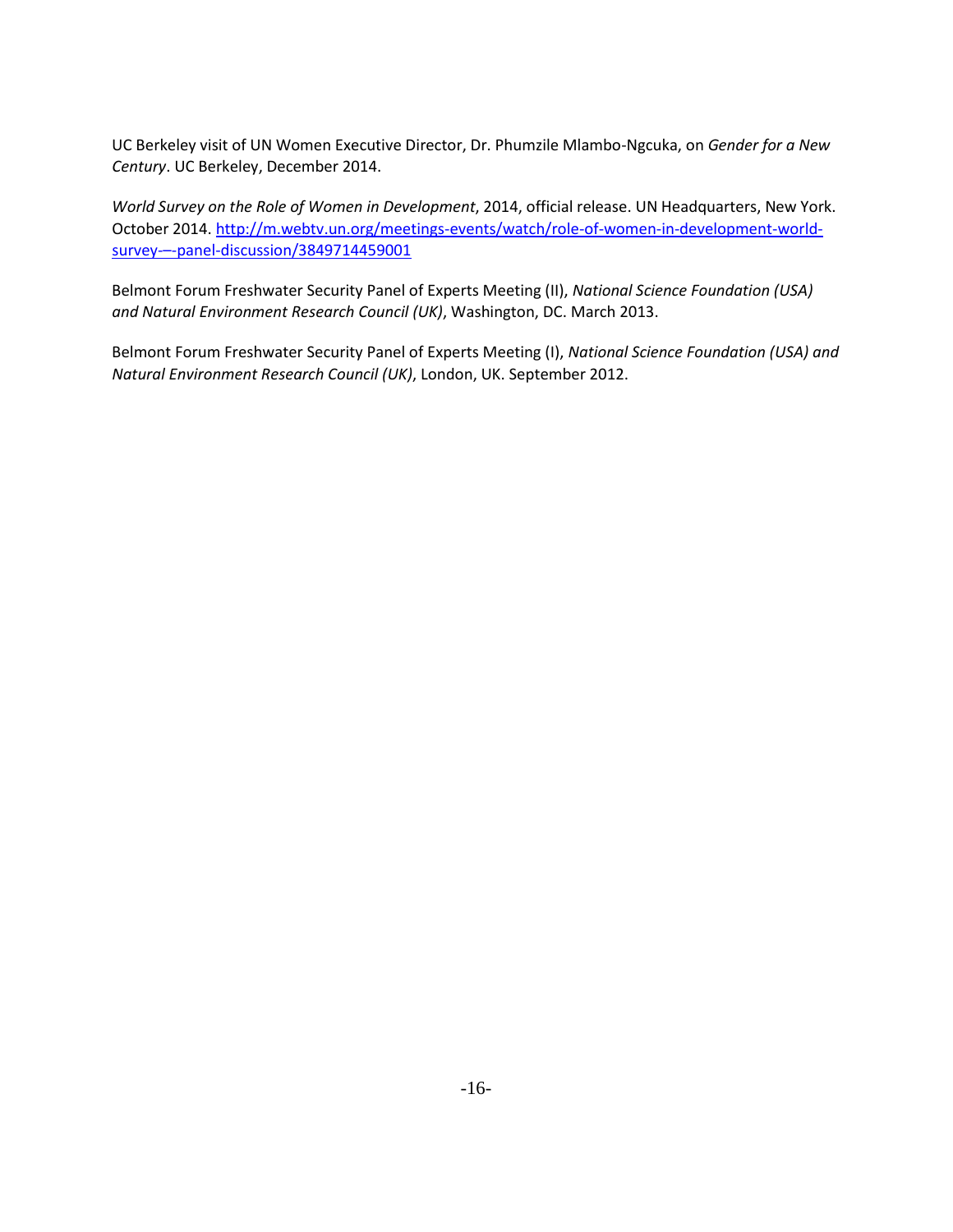UC Berkeley visit of UN Women Executive Director, Dr. Phumzile Mlambo-Ngcuka, on *Gender for a New Century*. UC Berkeley, December 2014.

*World Survey on the Role of Women in Development*, 2014, official release. UN Headquarters, New York. October 2014. [http://m.webtv.un.org/meetings-events/watch/role-of-women-in-development-world-survey-–-panel-discussion/3849714459001](http://m.webtv.un.org/meetings-events/watch/role-of-women-in-development-world-survey-–-panel-discussion/3849714459001)

Belmont Forum Freshwater Security Panel of Experts Meeting (II), *National Science Foundation (USA) and Natural Environment Research Council (UK)*, Washington, DC. March 2013.

Belmont Forum Freshwater Security Panel of Experts Meeting (I), *National Science Foundation (USA) and Natural Environment Research Council (UK)*, London, UK. September 2012.